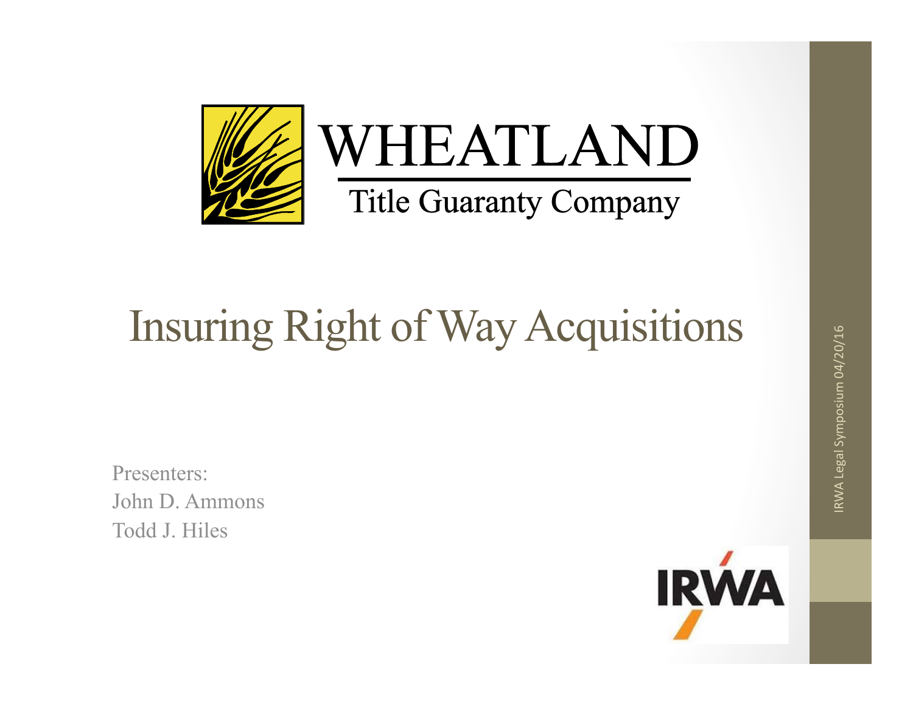WHEATLAND

Title Guaranty Company

# Insuring Right of Way Acquisitions

Presenters:
John D. Ammons
Todd J. Hiles

IRWA Legal Symposium 04/20/16

IRWA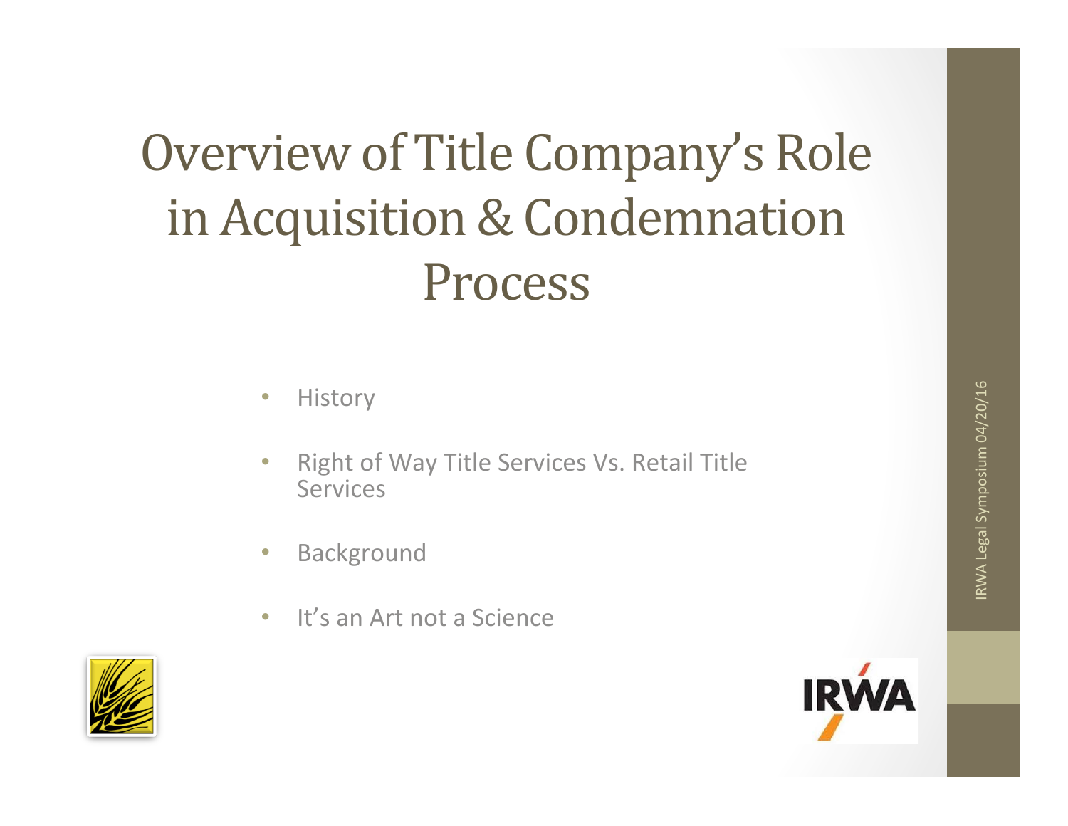# Overview of Title Company's Role in Acquisition & Condemnation Process

- History
- Right of Way Title Services Vs. Retail Title Services
- Background
- It's an Art not a Science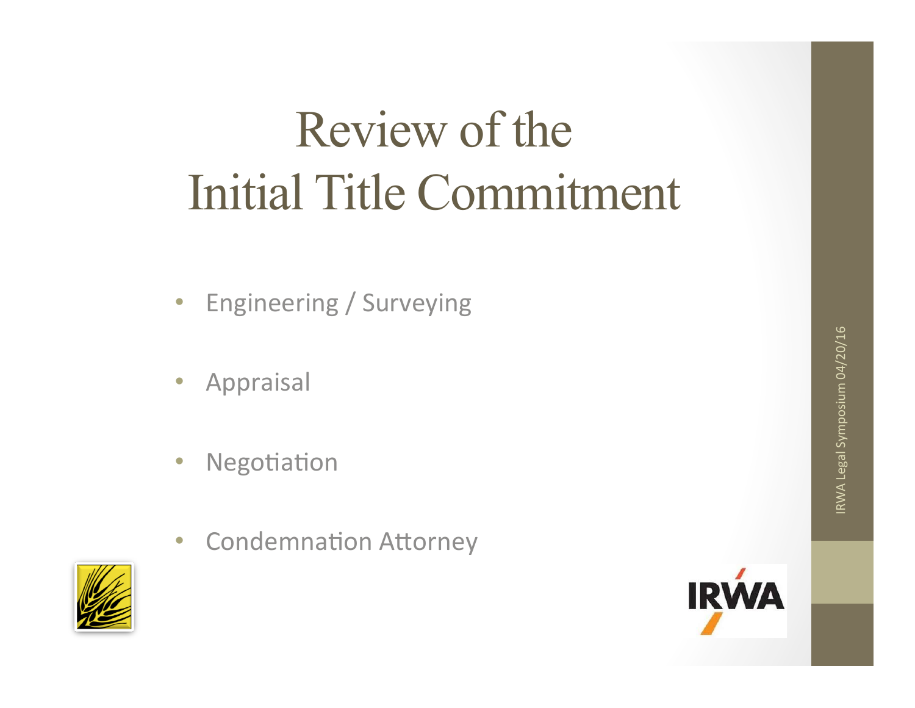# Review of the Initial Title Commitment

- Engineering / Surveying
- Appraisal
- Negotiation
- Condemnation Attorney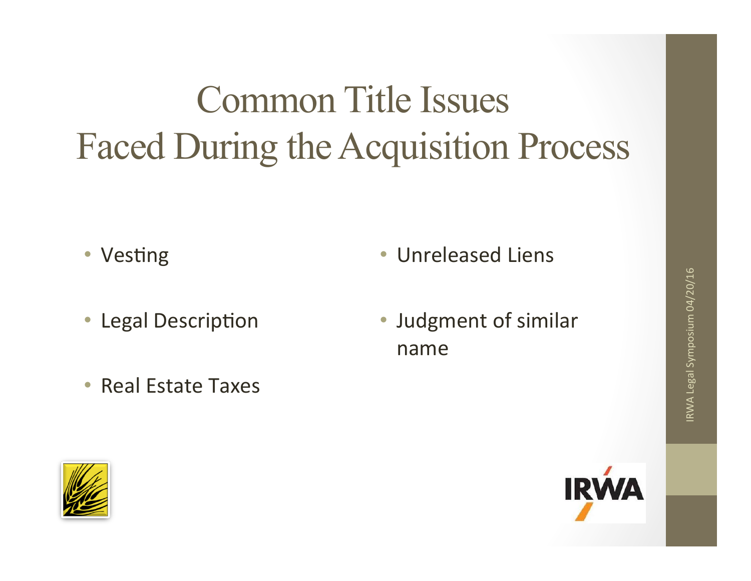# Common Title Issues Faced During the Acquisition Process

- Vesting
- Legal Description
- Real Estate Taxes
- Unreleased Liens
- Judgment of similar name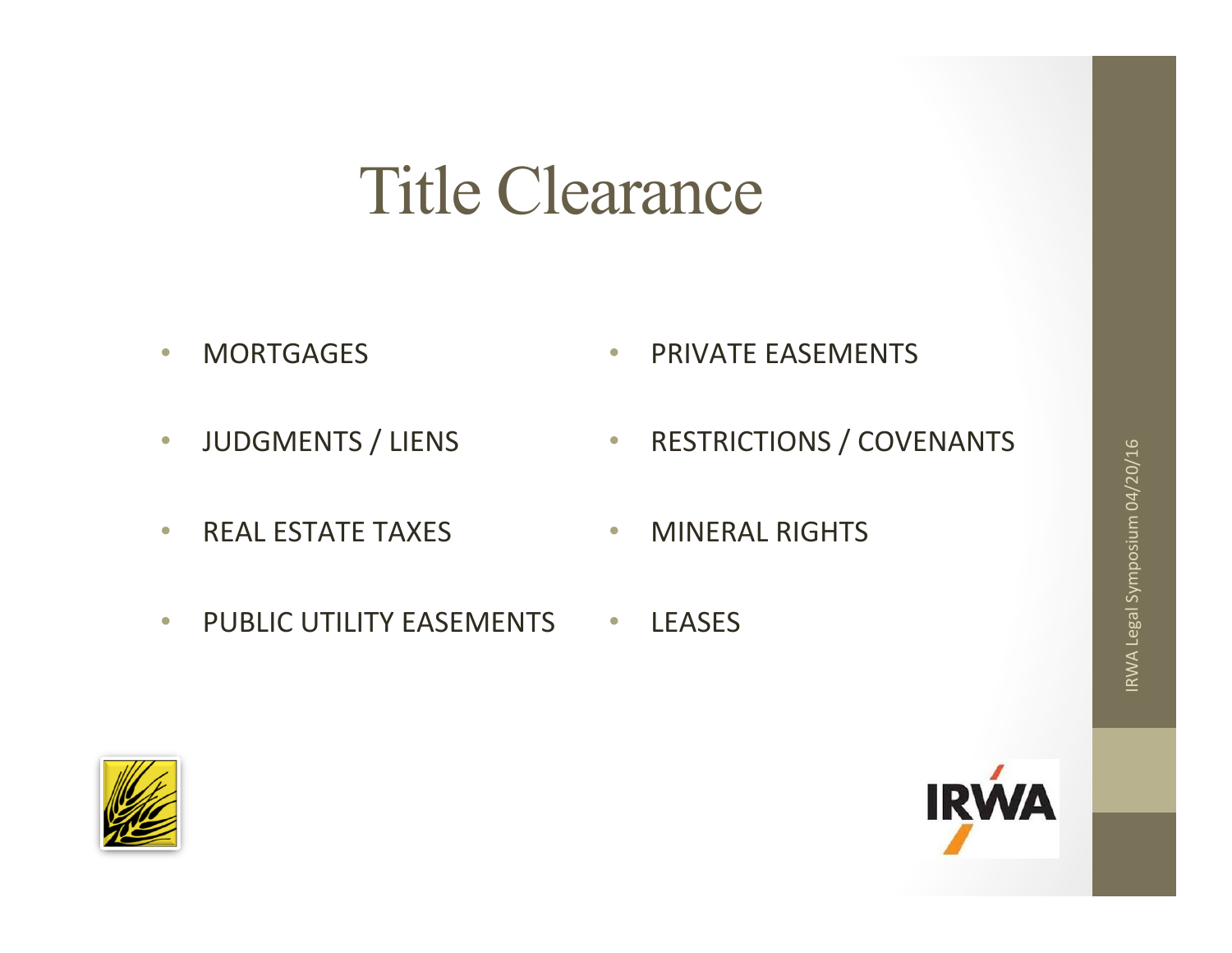# Title Clearance

- MORTGAGES
- JUDGMENTS / LIENS
- REAL ESTATE TAXES
- PUBLIC UTILITY EASEMENTS
- PRIVATE EASEMENTS
- RESTRICTIONS / COVENANTS
- MINERAL RIGHTS
- LEASES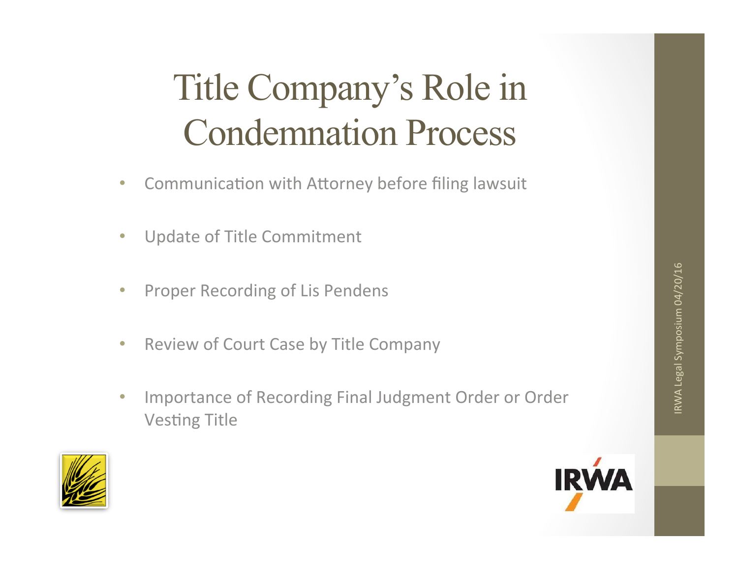# Title Company's Role in Condemnation Process

- Communication with Attorney before filing lawsuit
- Update of Title Commitment
- Proper Recording of Lis Pendens
- Review of Court Case by Title Company
- Importance of Recording Final Judgment Order or Order Vesting Title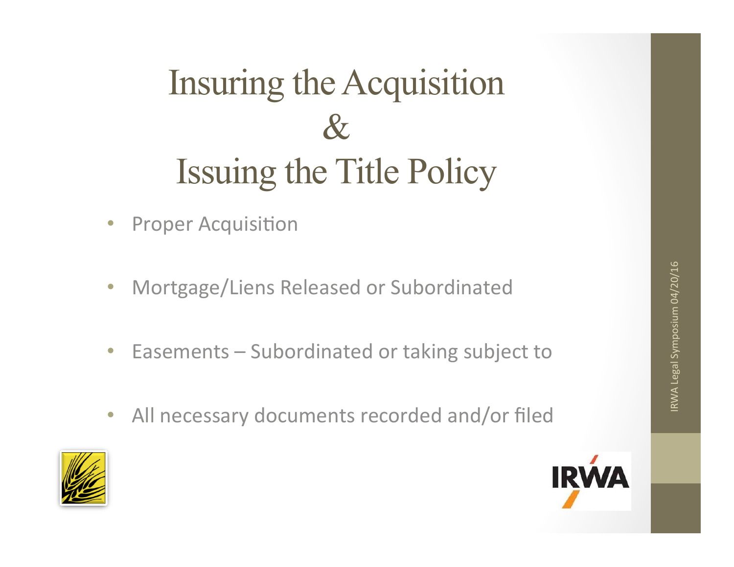# Insuring the Acquisition & Issuing the Title Policy

- Proper Acquisition
- Mortgage/Liens Released or Subordinated
- Easements – Subordinated or taking subject to
- All necessary documents recorded and/or filed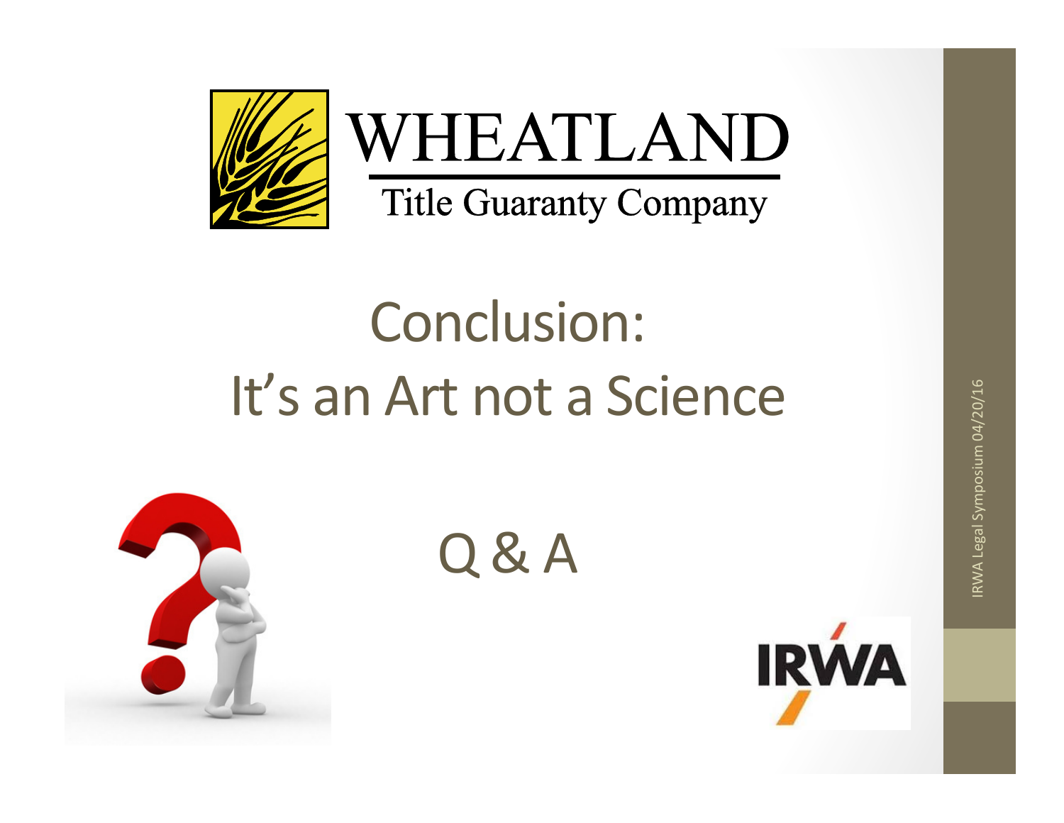WHEATLAND

Title Guaranty Company

# Conclusion:
# It's an Art not a Science

## Q & A

IRWA